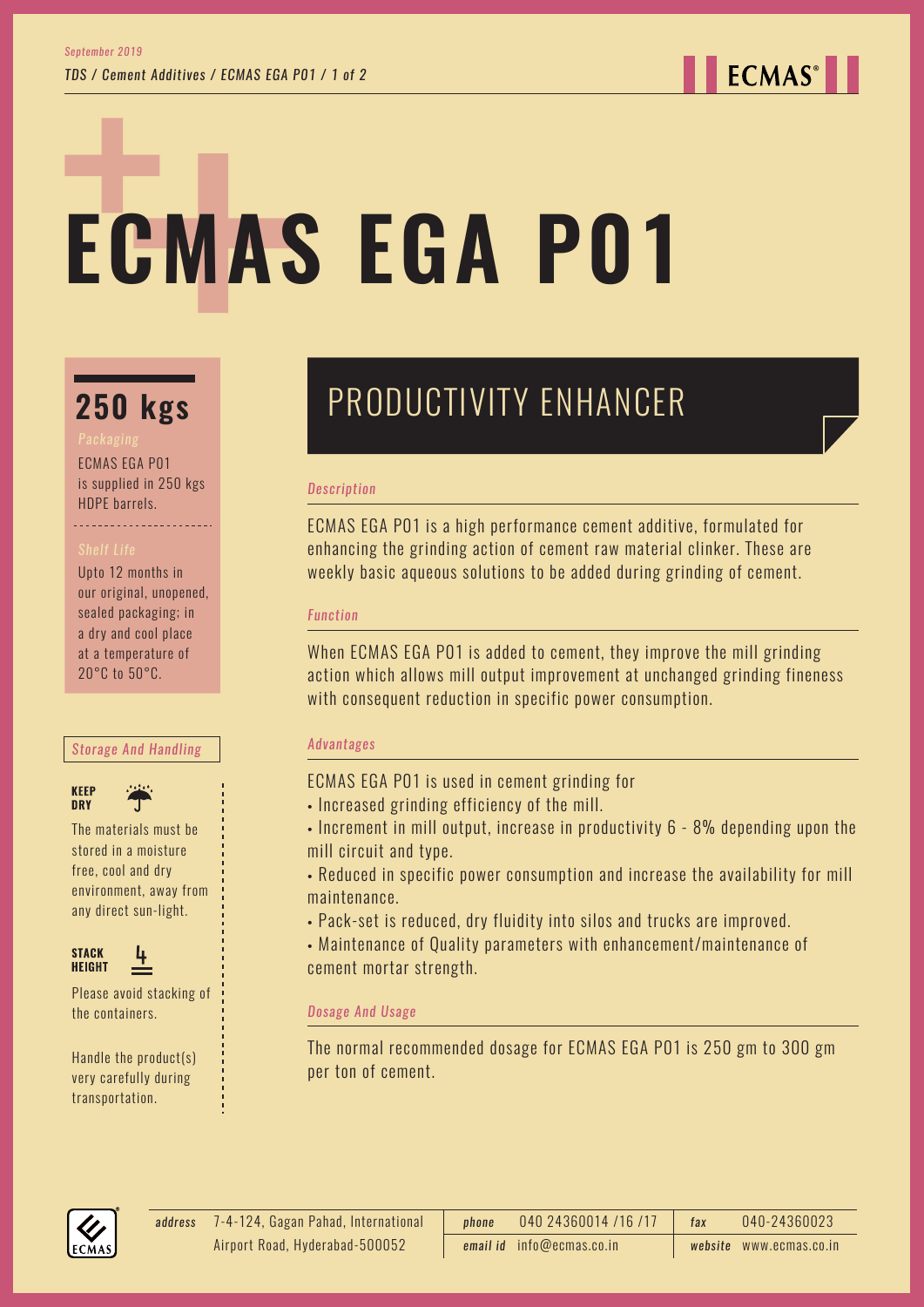# ECMAS EGA P01

## 250 kgs

*Packaging*

ECMAS EGA P01 is supplied in 250 kgs HDPE barrels.

*Shelf Life*

Upto 12 months in our original, unopened, sealed packaging; in a dry and cool place at a temperature of 20°C to 50°C.

*Storage And Handling*

**KEEP DRY**

The materials must be stored in a moisture free, cool and dry environment, away from any direct sun-light.

**STACK HEIGHT**

Please avoid stacking of the containers.

Handle the product(s) very carefully during transportation.

## PRODUCTIVITY ENHANCER

*Description*

ECMAS EGA P01 is a high performance cement additive, formulated for enhancing the grinding action of cement raw material clinker. These are weekly basic aqueous solutions to be added during grinding of cement.

*Function*

When ECMAS EGA P01 is added to cement, they improve the mill grinding action which allows mill output improvement at unchanged grinding fineness with consequent reduction in specific power consumption.

*Advantages*

ECMAS EGA P01 is used in cement grinding for

- Increased grinding efficiency of the mill.
- Increment in mill output, increase in productivity 6 - 8% depending upon the mill circuit and type.
- Reduced in specific power consumption and increase the availability for mill maintenance.
- Pack-set is reduced, dry fluidity into silos and trucks are improved.
- Maintenance of Quality parameters with enhancement/maintenance of cement mortar strength.

*Dosage And Usage*

The normal recommended dosage for ECMAS EGA P01 is 250 gm to 300 gm per ton of cement.

*address* 7-4-124, Gagan Pahad, International Airport Road, Hyderabad-500052 | *phone* 040 24360014 /16 /17 | *fax* 040-24360023 | *email id* info@ecmas.co.in | *website* www.ecmas.co.in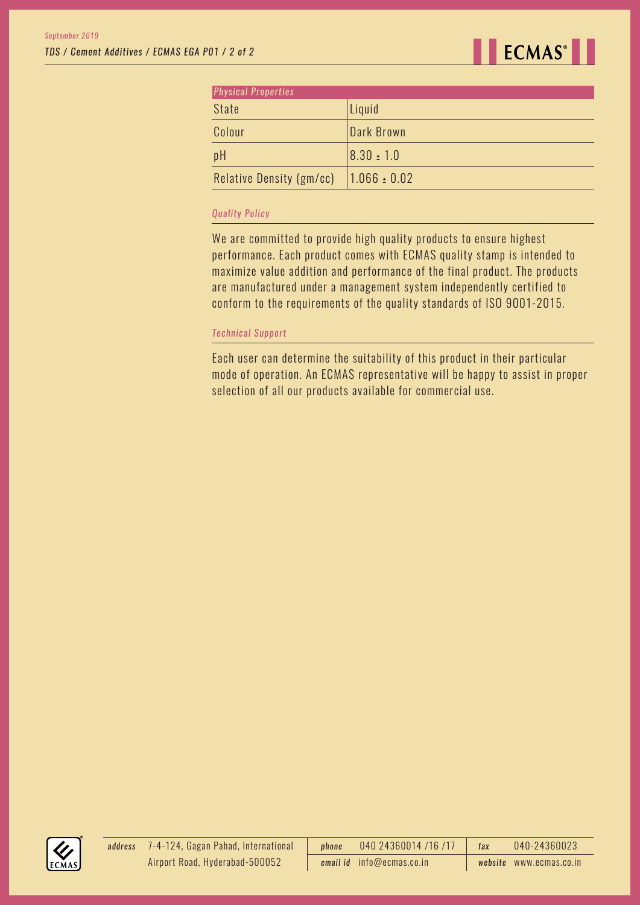| Physical Properties | |
|---|---|
| State | Liquid |
| Colour | Dark Brown |
| pH | 8.30 ± 1.0 |
| Relative Density (gm/cc) | 1.066 ± 0.02 |

### *Quality Policy*

We are committed to provide high quality products to ensure highest performance. Each product comes with ECMAS quality stamp is intended to maximize value addition and performance of the final product. The products are manufactured under a management system independently certified to conform to the requirements of the quality standards of ISO 9001-2015.

### *Technical Support*

Each user can determine the suitability of this product in their particular mode of operation. An ECMAS representative will be happy to assist in proper selection of all our products available for commercial use.

*address* 7-4-124, Gagan Pahad, International Airport Road, Hyderabad-500052

*phone* 040 24360014 /16 /17

*email id* info@ecmas.co.in

*fax* 040-24360023

*website* www.ecmas.co.in